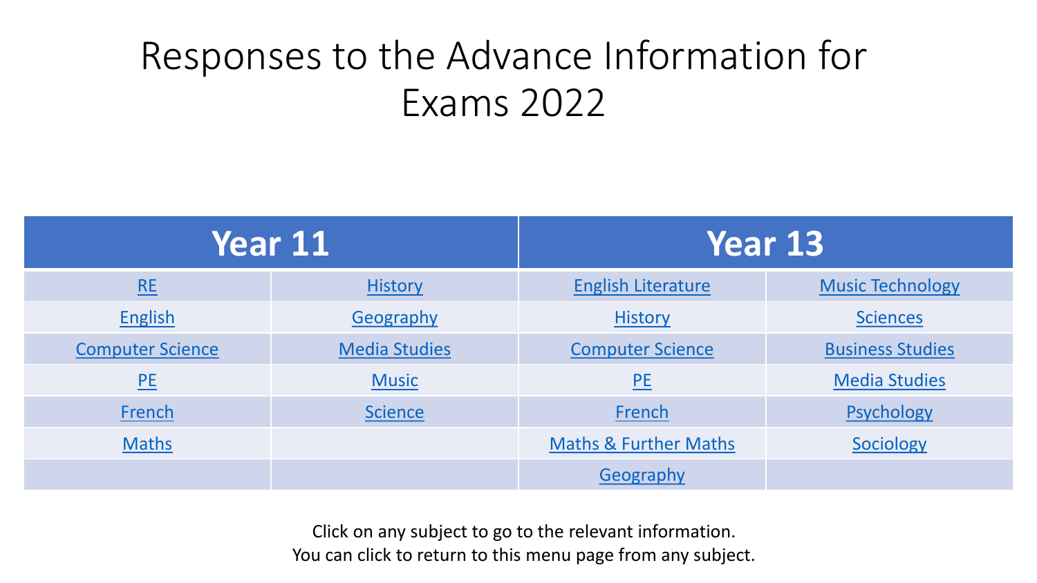# Responses to the Advance Information for Exams 2022

| Year 11 | | Year 13 | |
|---|---|---|---|
| RE | History | English Literature | Music Technology |
| English | Geography | History | Sciences |
| Computer Science | Media Studies | Computer Science | Business Studies |
| PE | Music | PE | Media Studies |
| French | Science | French | Psychology |
| Maths | | Maths & Further Maths | Sociology |
| | | Geography | |

Click on any subject to go to the relevant information.
You can click to return to this menu page from any subject.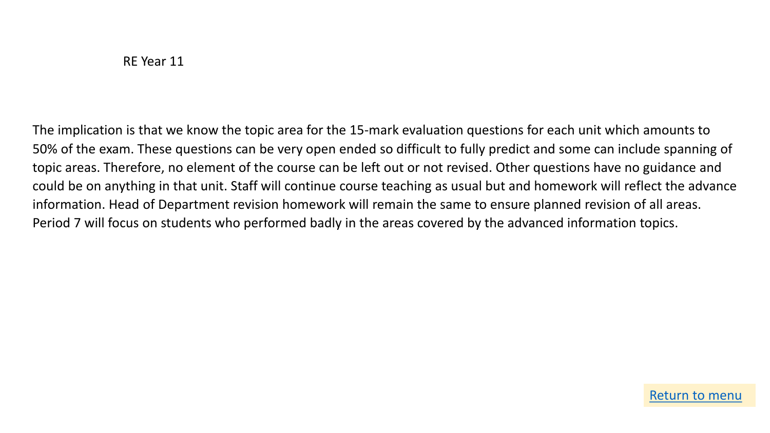## RE Year 11

The implication is that we know the topic area for the 15-mark evaluation questions for each unit which amounts to 50% of the exam. These questions can be very open ended so difficult to fully predict and some can include spanning of topic areas. Therefore, no element of the course can be left out or not revised. Other questions have no guidance and could be on anything in that unit. Staff will continue course teaching as usual but and homework will reflect the advance information. Head of Department revision homework will remain the same to ensure planned revision of all areas. Period 7 will focus on students who performed badly in the areas covered by the advanced information topics.

Return to menu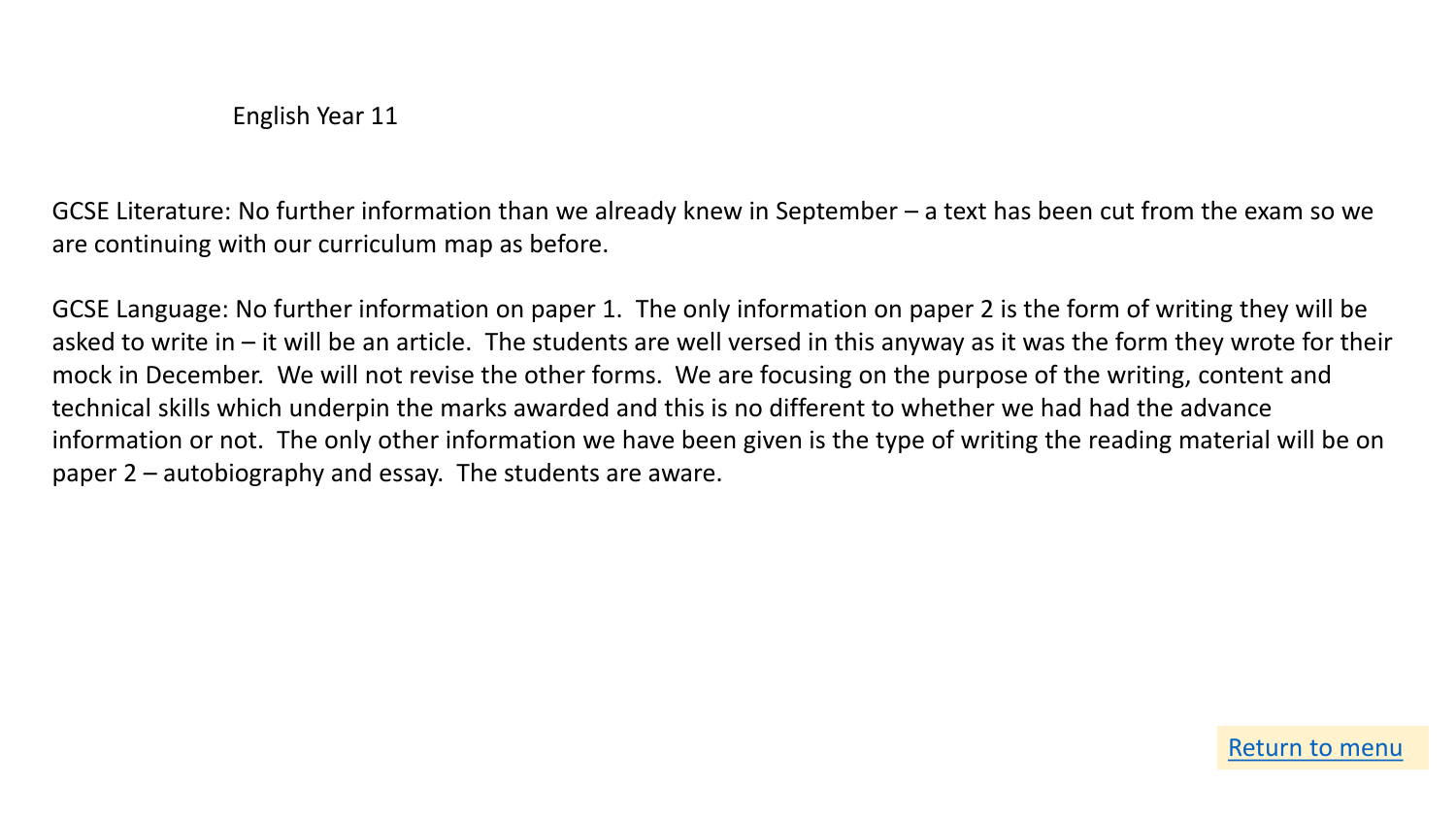## English Year 11

GCSE Literature: No further information than we already knew in September – a text has been cut from the exam so we are continuing with our curriculum map as before.

GCSE Language: No further information on paper 1. The only information on paper 2 is the form of writing they will be asked to write in – it will be an article. The students are well versed in this anyway as it was the form they wrote for their mock in December. We will not revise the other forms. We are focusing on the purpose of the writing, content and technical skills which underpin the marks awarded and this is no different to whether we had had the advance information or not. The only other information we have been given is the type of writing the reading material will be on paper 2 – autobiography and essay. The students are aware.

Return to menu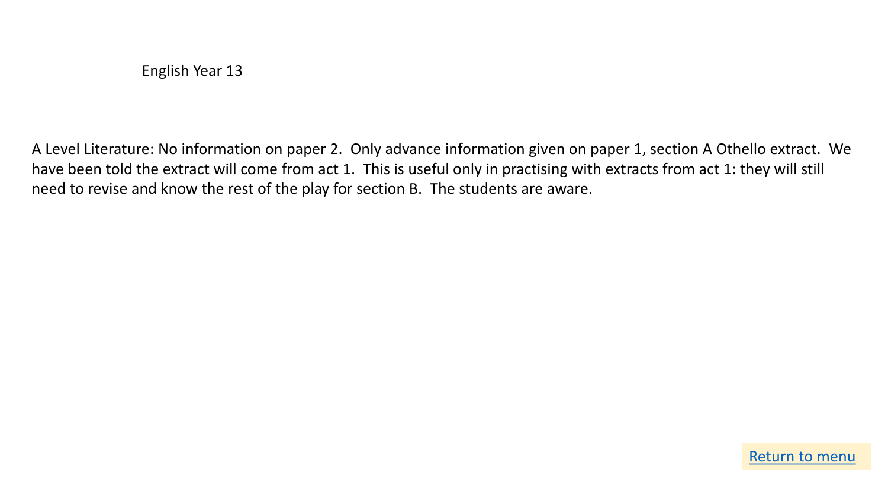# English Year 13

A Level Literature: No information on paper 2. Only advance information given on paper 1, section A Othello extract. We have been told the extract will come from act 1. This is useful only in practising with extracts from act 1: they will still need to revise and know the rest of the play for section B. The students are aware.

Return to menu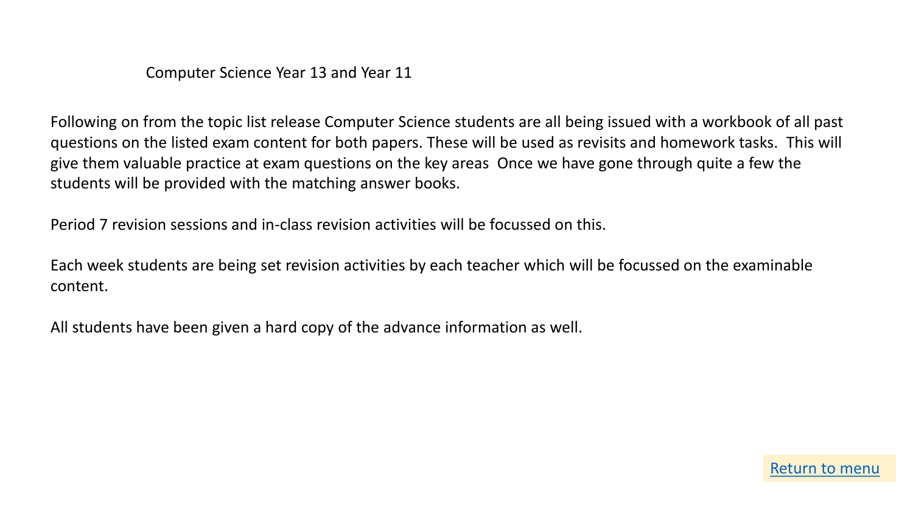## Computer Science Year 13 and Year 11

Following on from the topic list release Computer Science students are all being issued with a workbook of all past questions on the listed exam content for both papers. These will be used as revisits and homework tasks. This will give them valuable practice at exam questions on the key areas Once we have gone through quite a few the students will be provided with the matching answer books.

Period 7 revision sessions and in-class revision activities will be focussed on this.

Each week students are being set revision activities by each teacher which will be focussed on the examinable content.

All students have been given a hard copy of the advance information as well.

Return to menu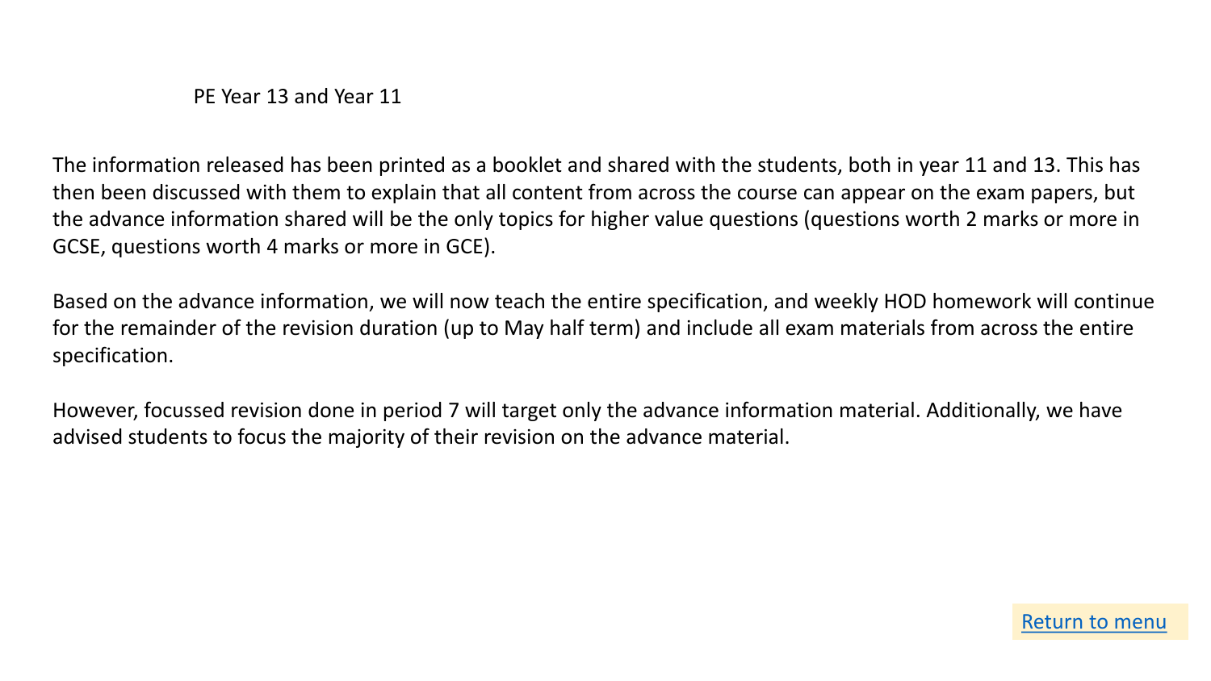## PE Year 13 and Year 11

The information released has been printed as a booklet and shared with the students, both in year 11 and 13. This has then been discussed with them to explain that all content from across the course can appear on the exam papers, but the advance information shared will be the only topics for higher value questions (questions worth 2 marks or more in GCSE, questions worth 4 marks or more in GCE).

Based on the advance information, we will now teach the entire specification, and weekly HOD homework will continue for the remainder of the revision duration (up to May half term) and include all exam materials from across the entire specification.

However, focussed revision done in period 7 will target only the advance information material. Additionally, we have advised students to focus the majority of their revision on the advance material.

Return to menu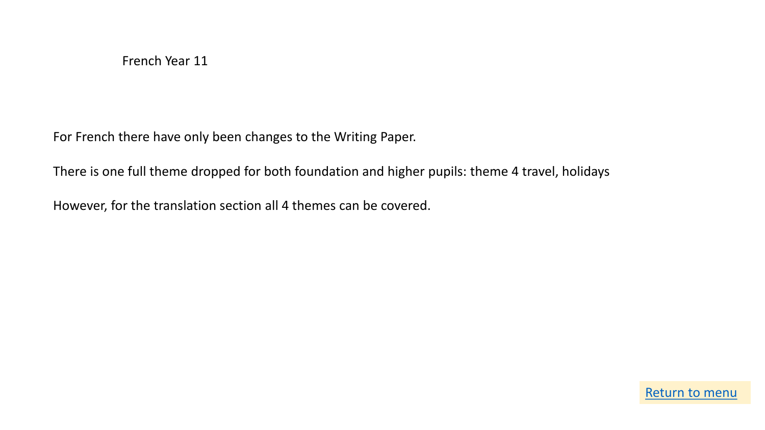# French Year 11

For French there have only been changes to the Writing Paper.

There is one full theme dropped for both foundation and higher pupils: theme 4 travel, holidays

However, for the translation section all 4 themes can be covered.

Return to menu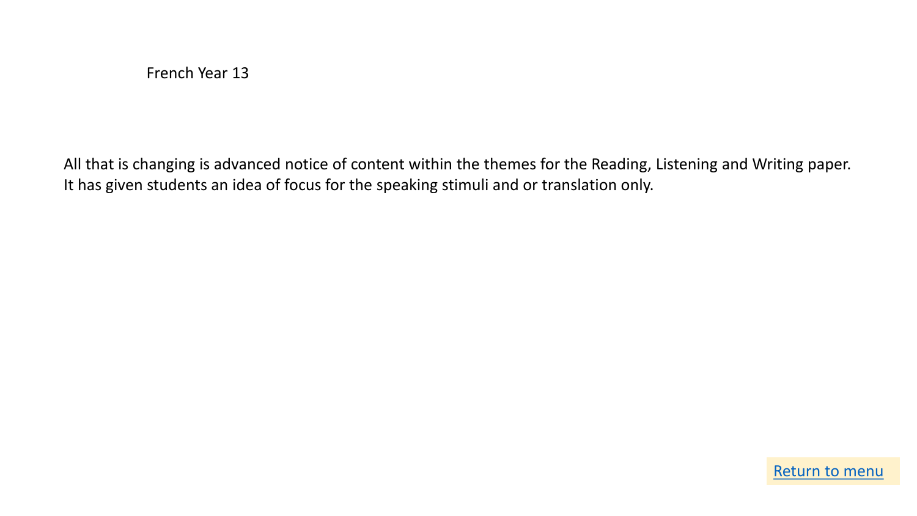French Year 13

All that is changing is advanced notice of content within the themes for the Reading, Listening and Writing paper. It has given students an idea of focus for the speaking stimuli and or translation only.

Return to menu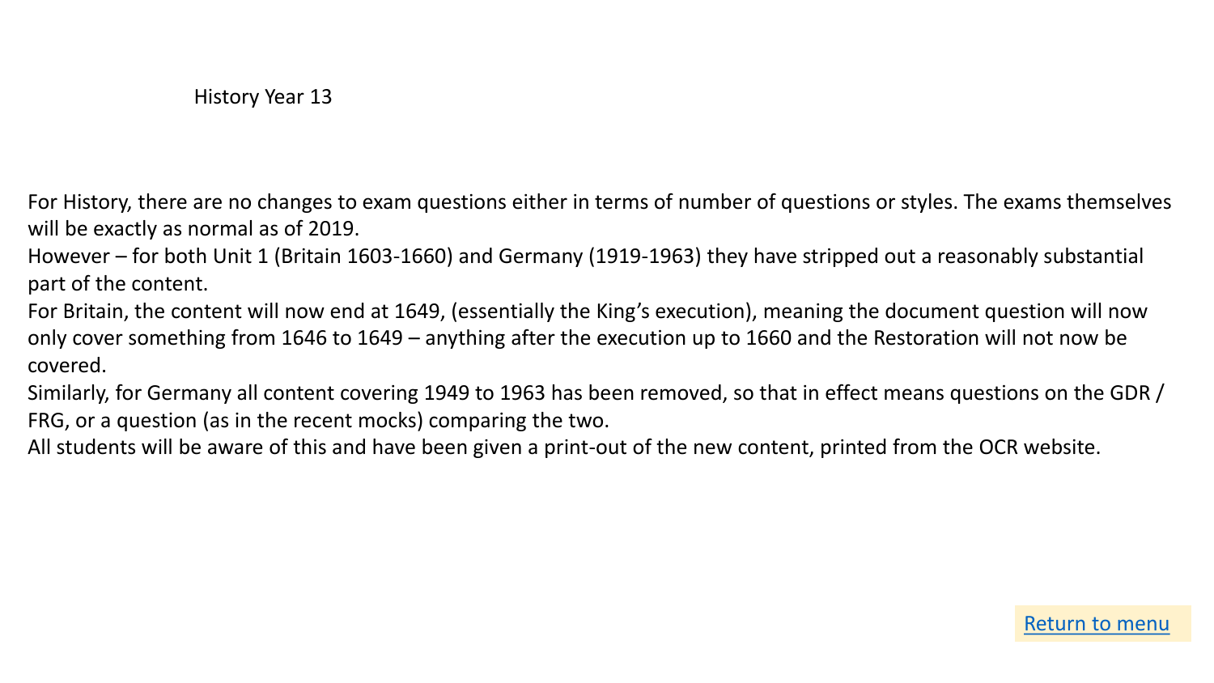# History Year 13

For History, there are no changes to exam questions either in terms of number of questions or styles. The exams themselves will be exactly as normal as of 2019.

However – for both Unit 1 (Britain 1603-1660) and Germany (1919-1963) they have stripped out a reasonably substantial part of the content.

For Britain, the content will now end at 1649, (essentially the King's execution), meaning the document question will now only cover something from 1646 to 1649 – anything after the execution up to 1660 and the Restoration will not now be covered.

Similarly, for Germany all content covering 1949 to 1963 has been removed, so that in effect means questions on the GDR / FRG, or a question (as in the recent mocks) comparing the two.

All students will be aware of this and have been given a print-out of the new content, printed from the OCR website.

Return to menu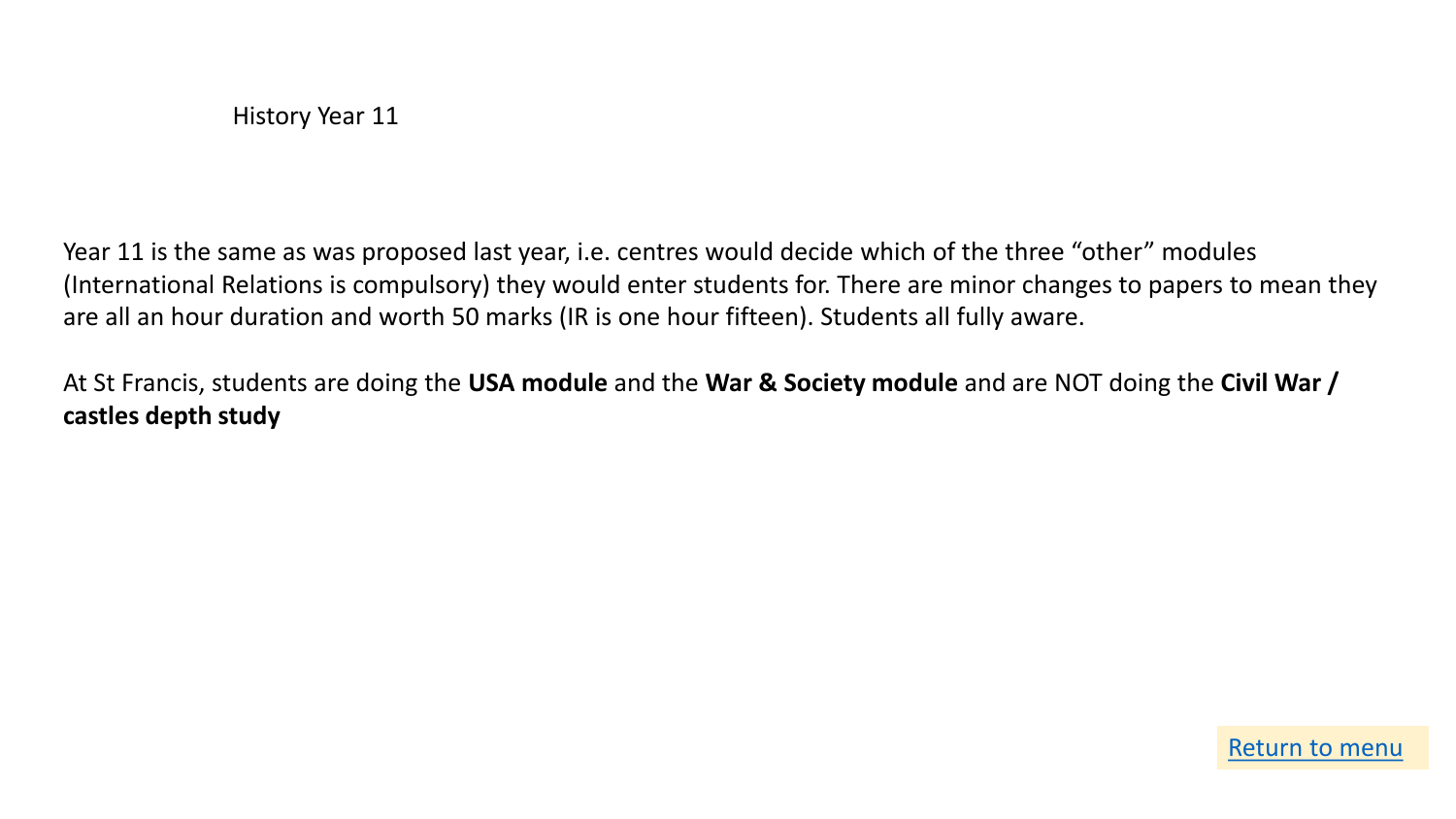# History Year 11

Year 11 is the same as was proposed last year, i.e. centres would decide which of the three “other” modules (International Relations is compulsory) they would enter students for. There are minor changes to papers to mean they are all an hour duration and worth 50 marks (IR is one hour fifteen). Students all fully aware.

At St Francis, students are doing the **USA module** and the **War & Society module** and are NOT doing the **Civil War / castles depth study**

Return to menu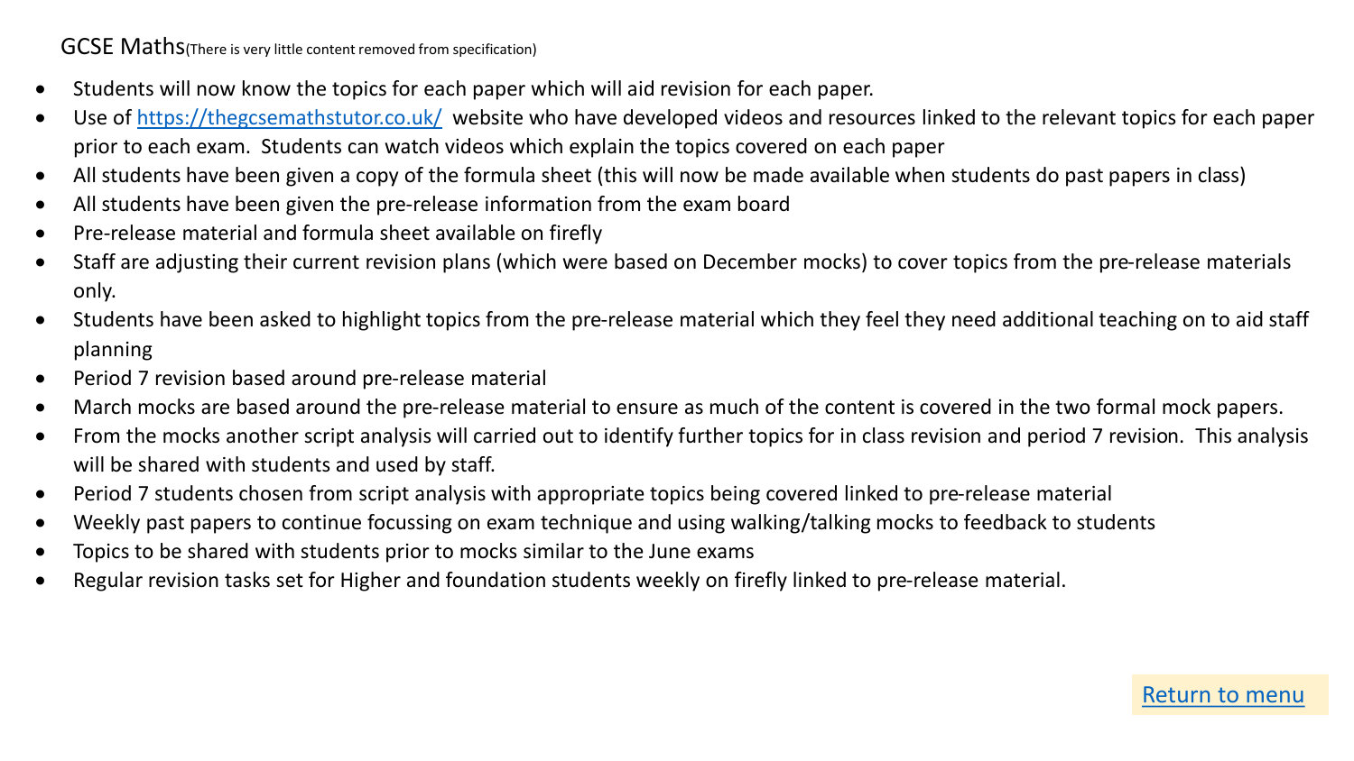## GCSE Maths (There is very little content removed from specification)

- Students will now know the topics for each paper which will aid revision for each paper.
- Use of [https://thegcsemathstutor.co.uk/](https://thegcsemathstutor.co.uk/) website who have developed videos and resources linked to the relevant topics for each paper prior to each exam. Students can watch videos which explain the topics covered on each paper
- All students have been given a copy of the formula sheet (this will now be made available when students do past papers in class)
- All students have been given the pre-release information from the exam board
- Pre-release material and formula sheet available on firefly
- Staff are adjusting their current revision plans (which were based on December mocks) to cover topics from the pre-release materials only.
- Students have been asked to highlight topics from the pre-release material which they feel they need additional teaching on to aid staff planning
- Period 7 revision based around pre-release material
- March mocks are based around the pre-release material to ensure as much of the content is covered in the two formal mock papers.
- From the mocks another script analysis will carried out to identify further topics for in class revision and period 7 revision. This analysis will be shared with students and used by staff.
- Period 7 students chosen from script analysis with appropriate topics being covered linked to pre-release material
- Weekly past papers to continue focussing on exam technique and using walking/talking mocks to feedback to students
- Topics to be shared with students prior to mocks similar to the June exams
- Regular revision tasks set for Higher and foundation students weekly on firefly linked to pre-release material.

Return to menu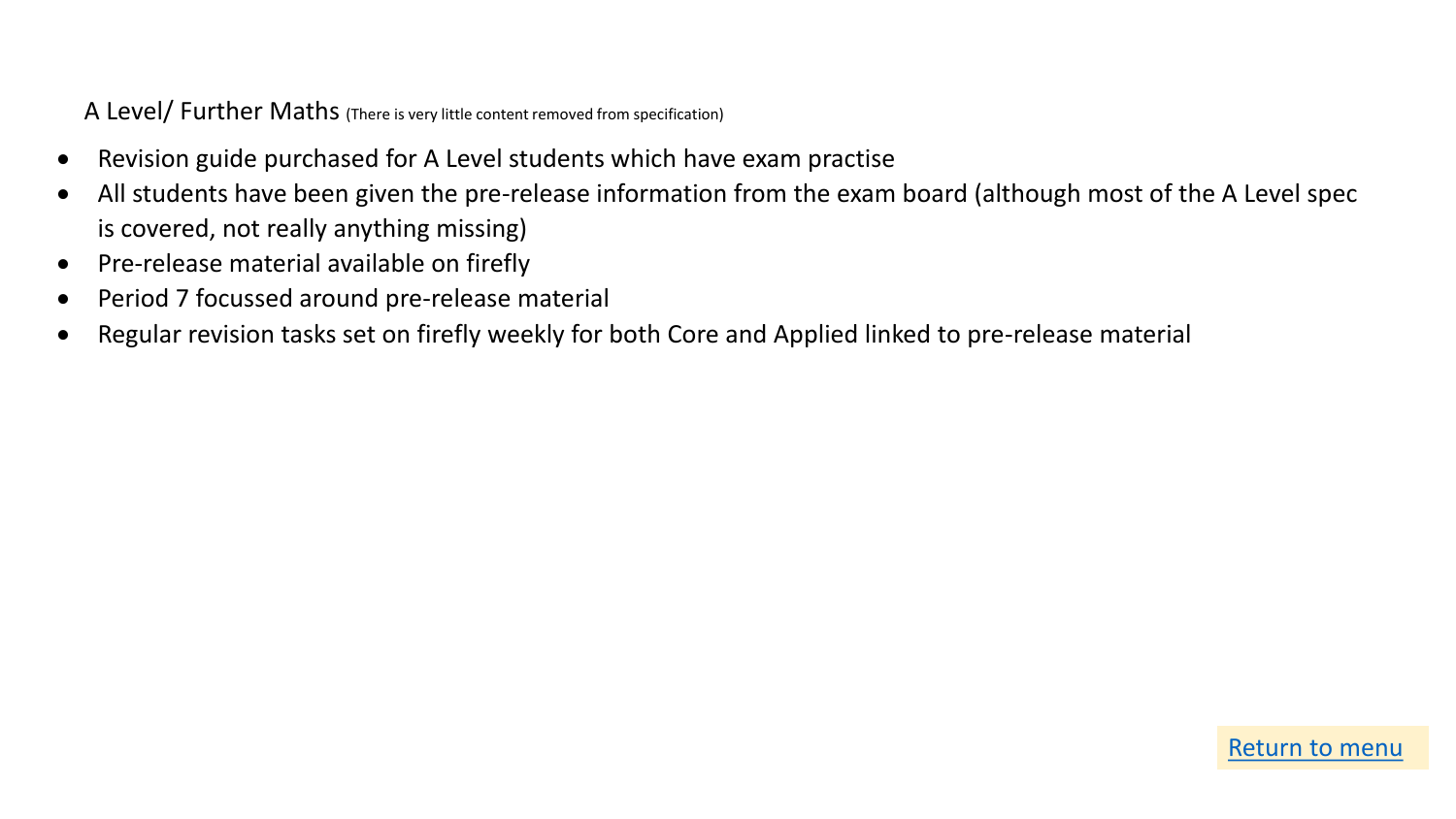A Level/ Further Maths (There is very little content removed from specification)

- Revision guide purchased for A Level students which have exam practise
- All students have been given the pre-release information from the exam board (although most of the A Level spec is covered, not really anything missing)
- Pre-release material available on firefly
- Period 7 focussed around pre-release material
- Regular revision tasks set on firefly weekly for both Core and Applied linked to pre-release material

Return to menu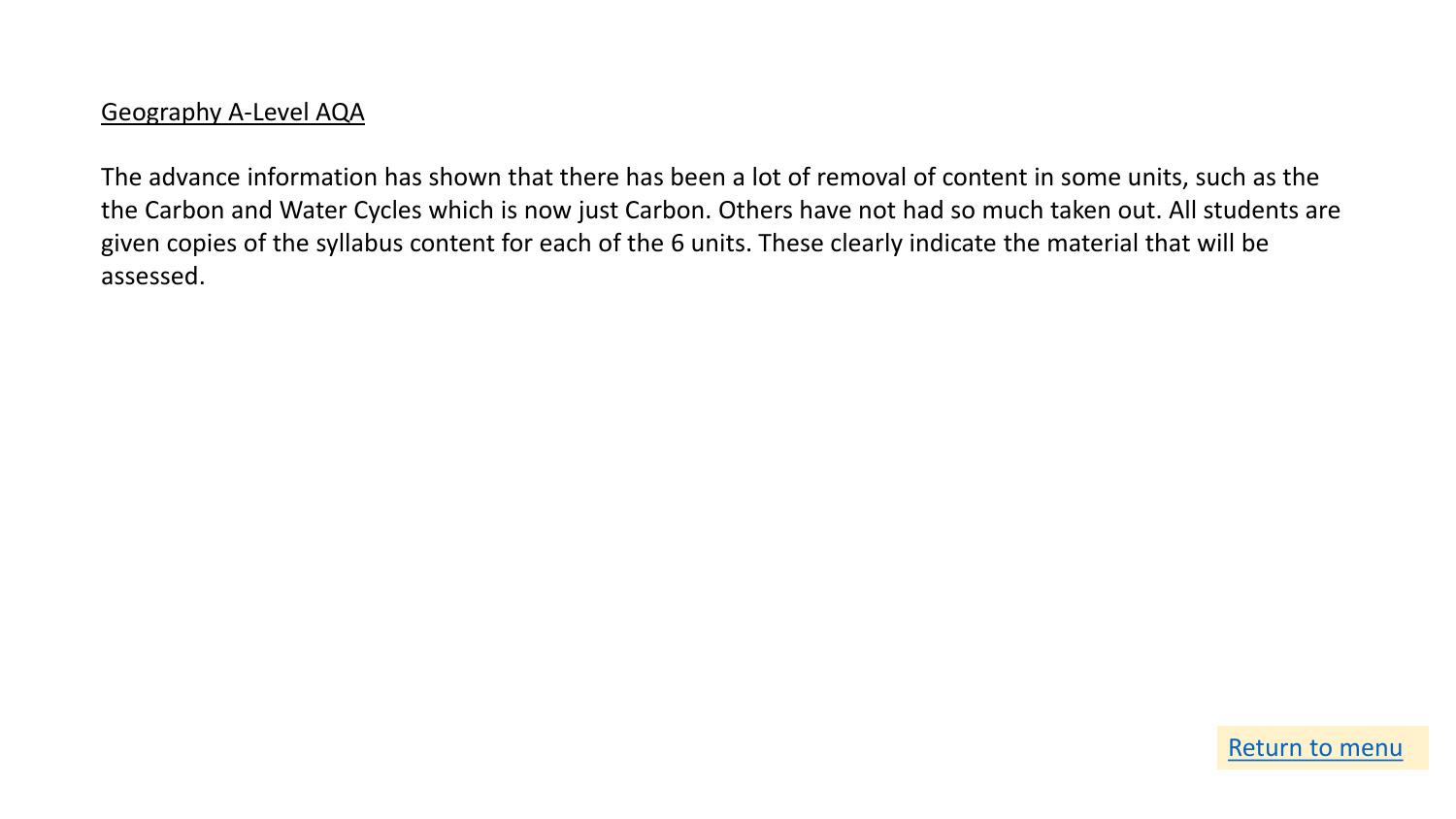Geography A-Level AQA

The advance information has shown that there has been a lot of removal of content in some units, such as the the Carbon and Water Cycles which is now just Carbon. Others have not had so much taken out. All students are given copies of the syllabus content for each of the 6 units. These clearly indicate the material that will be assessed.

Return to menu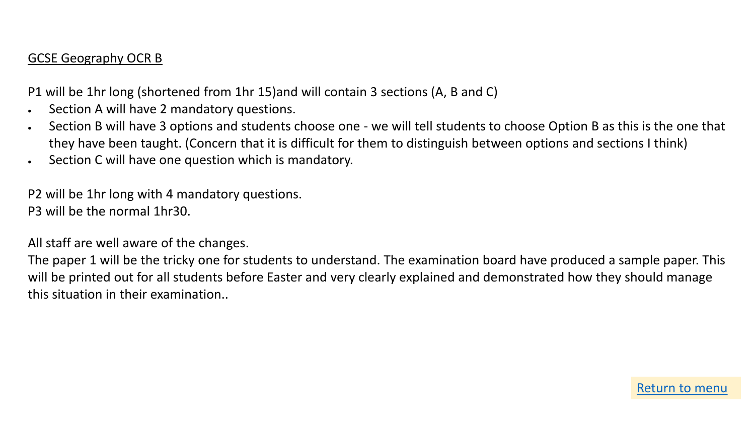GCSE Geography OCR B

P1 will be 1hr long (shortened from 1hr 15)and will contain 3 sections (A, B and C)

- Section A will have 2 mandatory questions.
- Section B will have 3 options and students choose one - we will tell students to choose Option B as this is the one that they have been taught. (Concern that it is difficult for them to distinguish between options and sections I think)
- Section C will have one question which is mandatory.

P2 will be 1hr long with 4 mandatory questions.
P3 will be the normal 1hr30.

All staff are well aware of the changes.
The paper 1 will be the tricky one for students to understand. The examination board have produced a sample paper. This will be printed out for all students before Easter and very clearly explained and demonstrated how they should manage this situation in their examination..

Return to menu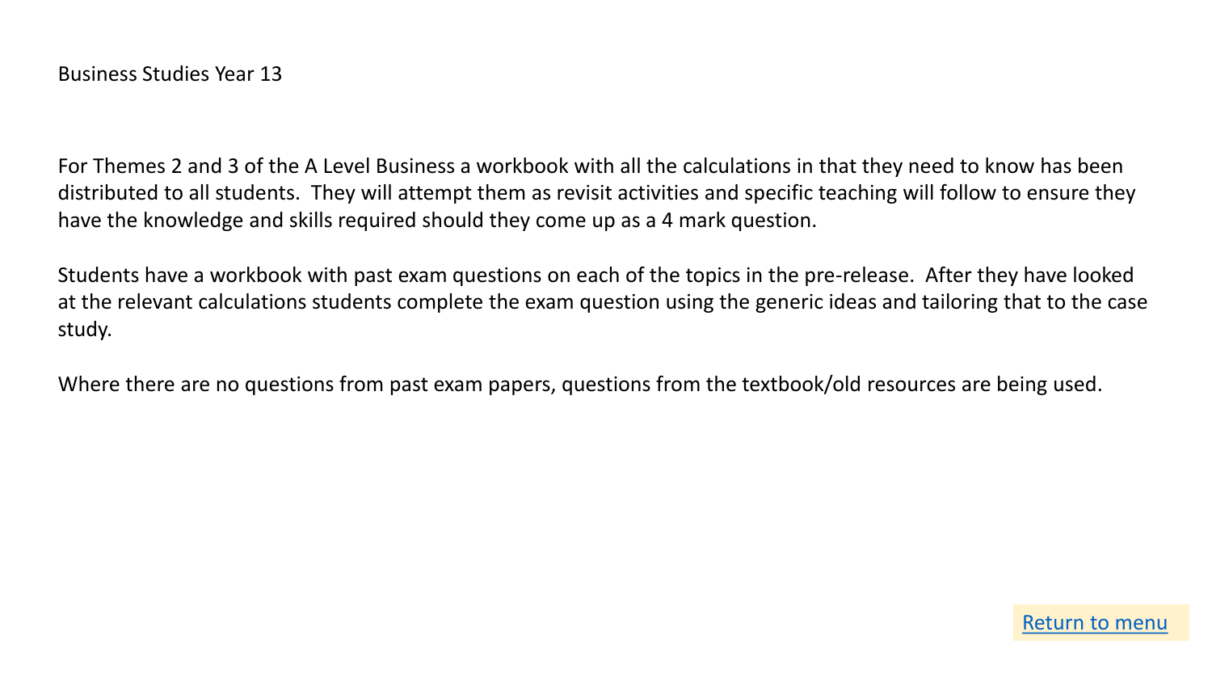Business Studies Year 13

For Themes 2 and 3 of the A Level Business a workbook with all the calculations in that they need to know has been distributed to all students. They will attempt them as revisit activities and specific teaching will follow to ensure they have the knowledge and skills required should they come up as a 4 mark question.

Students have a workbook with past exam questions on each of the topics in the pre-release. After they have looked at the relevant calculations students complete the exam question using the generic ideas and tailoring that to the case study.

Where there are no questions from past exam papers, questions from the textbook/old resources are being used.

Return to menu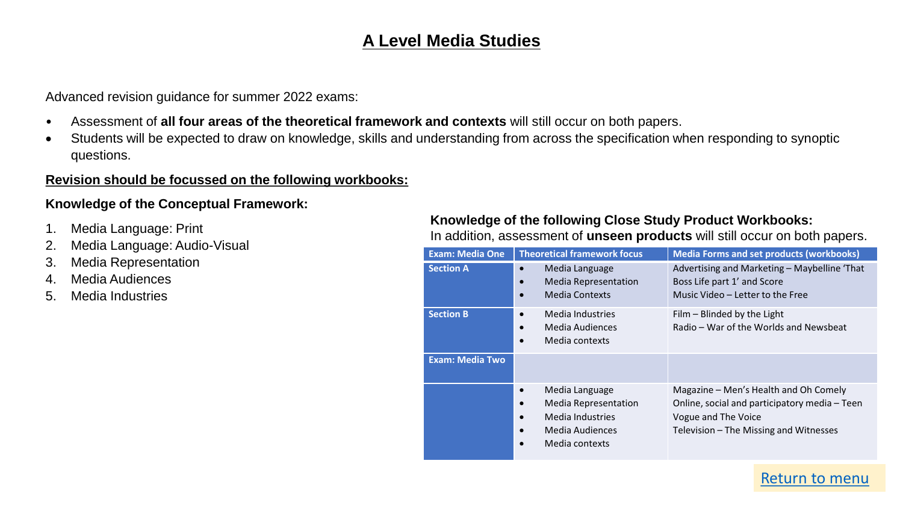# A Level Media Studies

Advanced revision guidance for summer 2022 exams:

- Assessment of **all four areas of the theoretical framework and contexts** will still occur on both papers.
- Students will be expected to draw on knowledge, skills and understanding from across the specification when responding to synoptic questions.

**Revision should be focussed on the following workbooks:**

**Knowledge of the Conceptual Framework:**

1. Media Language: Print
2. Media Language: Audio-Visual
3. Media Representation
4. Media Audiences
5. Media Industries

**Knowledge of the following Close Study Product Workbooks:**

In addition, assessment of **unseen products** will still occur on both papers.

| Exam: Media One | Theoretical framework focus | Media Forms and set products (workbooks) |
|---|---|---|
| Section A | • Media Language<br>• Media Representation<br>• Media Contexts | Advertising and Marketing – Maybelline 'That Boss Life part 1' and Score<br>Music Video – Letter to the Free |
| Section B | • Media Industries<br>• Media Audiences<br>• Media contexts | Film – Blinded by the Light<br>Radio – War of the Worlds and Newsbeat |
| Exam: Media Two | | |
| | • Media Language<br>• Media Representation<br>• Media Industries<br>• Media Audiences<br>• Media contexts | Magazine – Men's Health and Oh Comely<br>Online, social and participatory media – Teen Vogue and The Voice<br>Television – The Missing and Witnesses |

Return to menu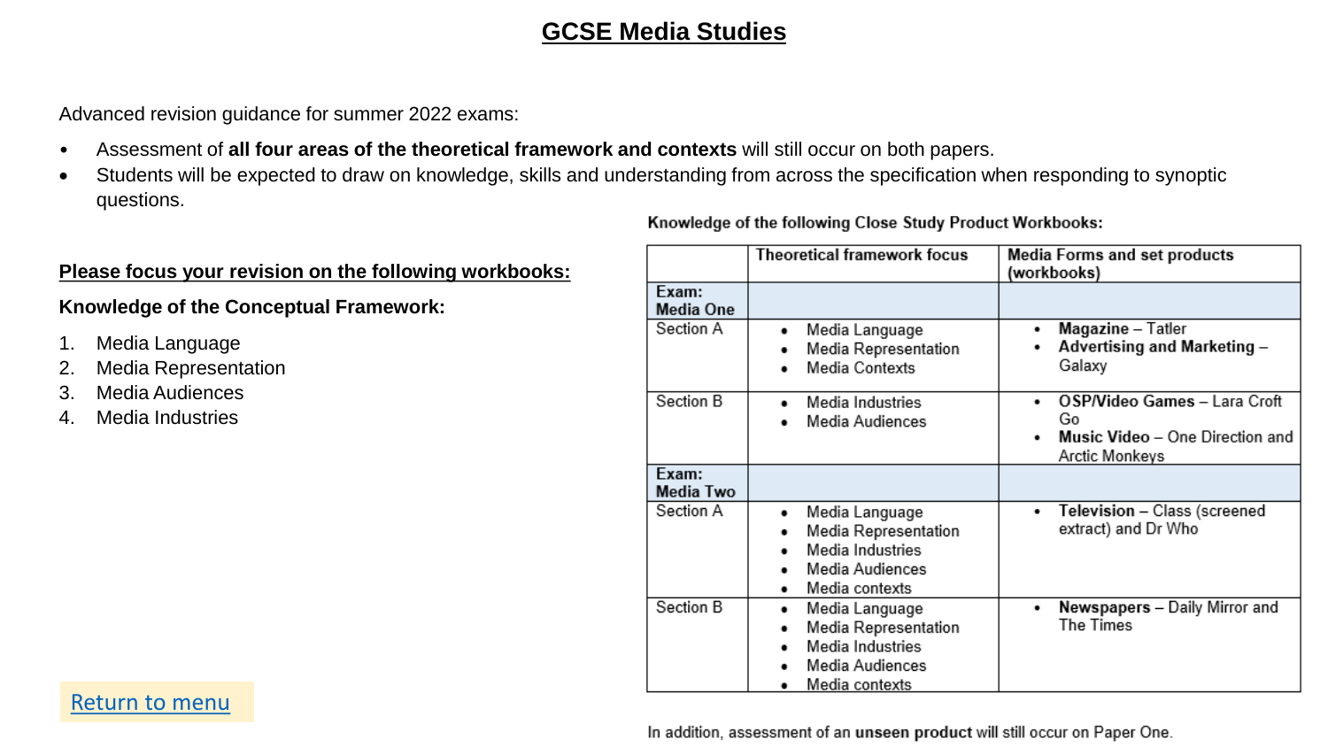# GCSE Media Studies

Advanced revision guidance for summer 2022 exams:

- Assessment of **all four areas of the theoretical framework and contexts** will still occur on both papers.
- Students will be expected to draw on knowledge, skills and understanding from across the specification when responding to synoptic questions.

**Please focus your revision on the following workbooks:**

**Knowledge of the Conceptual Framework:**

1. Media Language
2. Media Representation
3. Media Audiences
4. Media Industries

**Knowledge of the following Close Study Product Workbooks:**

| | Theoretical framework focus | Media Forms and set products (workbooks) |
|---|---|---|
| **Exam: Media One** | | |
| Section A | • Media Language<br>• Media Representation<br>• Media Contexts | • **Magazine** – Tatler<br>• **Advertising and Marketing** – Galaxy |
| Section B | • Media Industries<br>• Media Audiences | • **OSP/Video Games** – Lara Croft Go<br>• **Music Video** – One Direction and Arctic Monkeys |
| **Exam: Media Two** | | |
| Section A | • Media Language<br>• Media Representation<br>• Media Industries<br>• Media Audiences<br>• Media contexts | • **Television** – Class (screened extract) and Dr Who |
| Section B | • Media Language<br>• Media Representation<br>• Media Industries<br>• Media Audiences<br>• Media contexts | • **Newspapers** – Daily Mirror and The Times |

In addition, assessment of an **unseen product** will still occur on Paper One.

Return to menu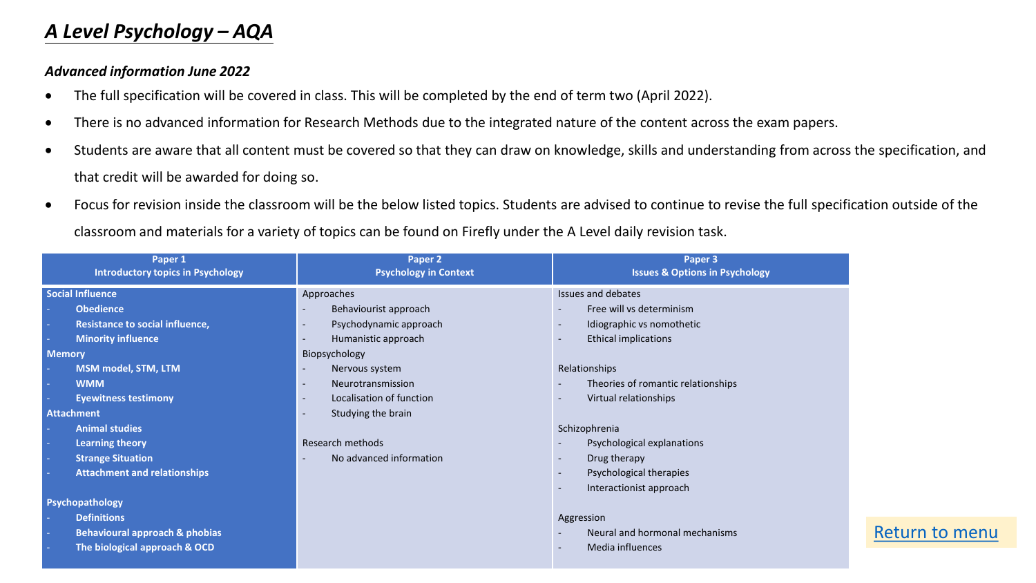# *A Level Psychology – AQA*

***Advanced information June 2022***

- The full specification will be covered in class. This will be completed by the end of term two (April 2022).
- There is no advanced information for Research Methods due to the integrated nature of the content across the exam papers.
- Students are aware that all content must be covered so that they can draw on knowledge, skills and understanding from across the specification, and that credit will be awarded for doing so.
- Focus for revision inside the classroom will be the below listed topics. Students are advised to continue to revise the full specification outside of the classroom and materials for a variety of topics can be found on Firefly under the A Level daily revision task.

| Paper 1<br>Introductory topics in Psychology | Paper 2<br>Psychology in Context | Paper 3<br>Issues & Options in Psychology |
|---|---|---|
| **Social Influence**<br>- **Obedience**<br>- **Resistance to social influence,**<br>- **Minority influence**<br>**Memory**<br>- **MSM model, STM, LTM**<br>- **WMM**<br>- **Eyewitness testimony**<br>**Attachment**<br>- **Animal studies**<br>- **Learning theory**<br>- **Strange Situation**<br>- **Attachment and relationships**<br><br>**Psychopathology**<br>- **Definitions**<br>- **Behavioural approach & phobias**<br>- **The biological approach & OCD** | Approaches<br>- Behaviourist approach<br>- Psychodynamic approach<br>- Humanistic approach<br>Biopsychology<br>- Nervous system<br>- Neurotransmission<br>- Localisation of function<br>- Studying the brain<br><br>Research methods<br>- No advanced information | Issues and debates<br>- Free will vs determinism<br>- Idiographic vs nomothetic<br>- Ethical implications<br><br>Relationships<br>- Theories of romantic relationships<br>- Virtual relationships<br><br>Schizophrenia<br>- Psychological explanations<br>- Drug therapy<br>- Psychological therapies<br>- Interactionist approach<br><br>Aggression<br>- Neural and hormonal mechanisms<br>- Media influences |

Return to menu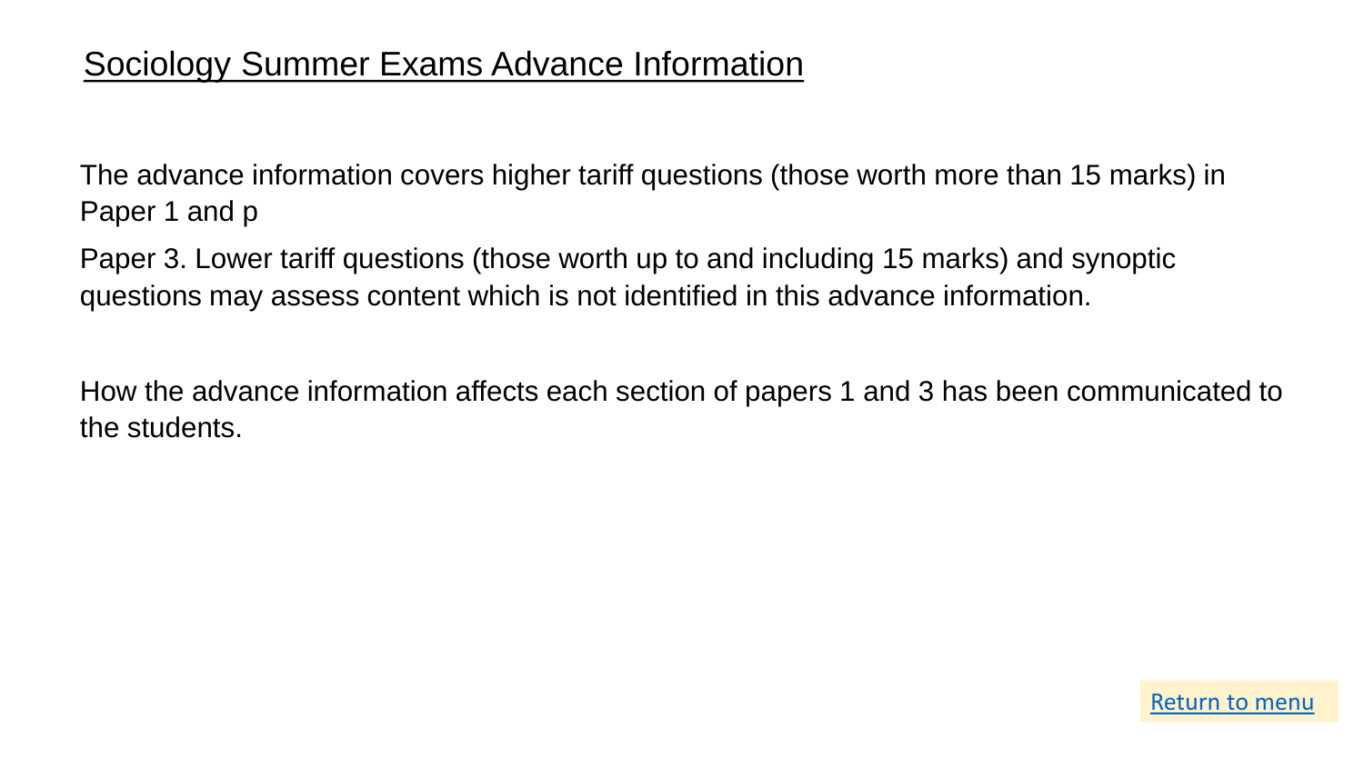# Sociology Summer Exams Advance Information

The advance information covers higher tariff questions (those worth more than 15 marks) in Paper 1 and p

Paper 3. Lower tariff questions (those worth up to and including 15 marks) and synoptic questions may assess content which is not identified in this advance information.

How the advance information affects each section of papers 1 and 3 has been communicated to the students.

Return to menu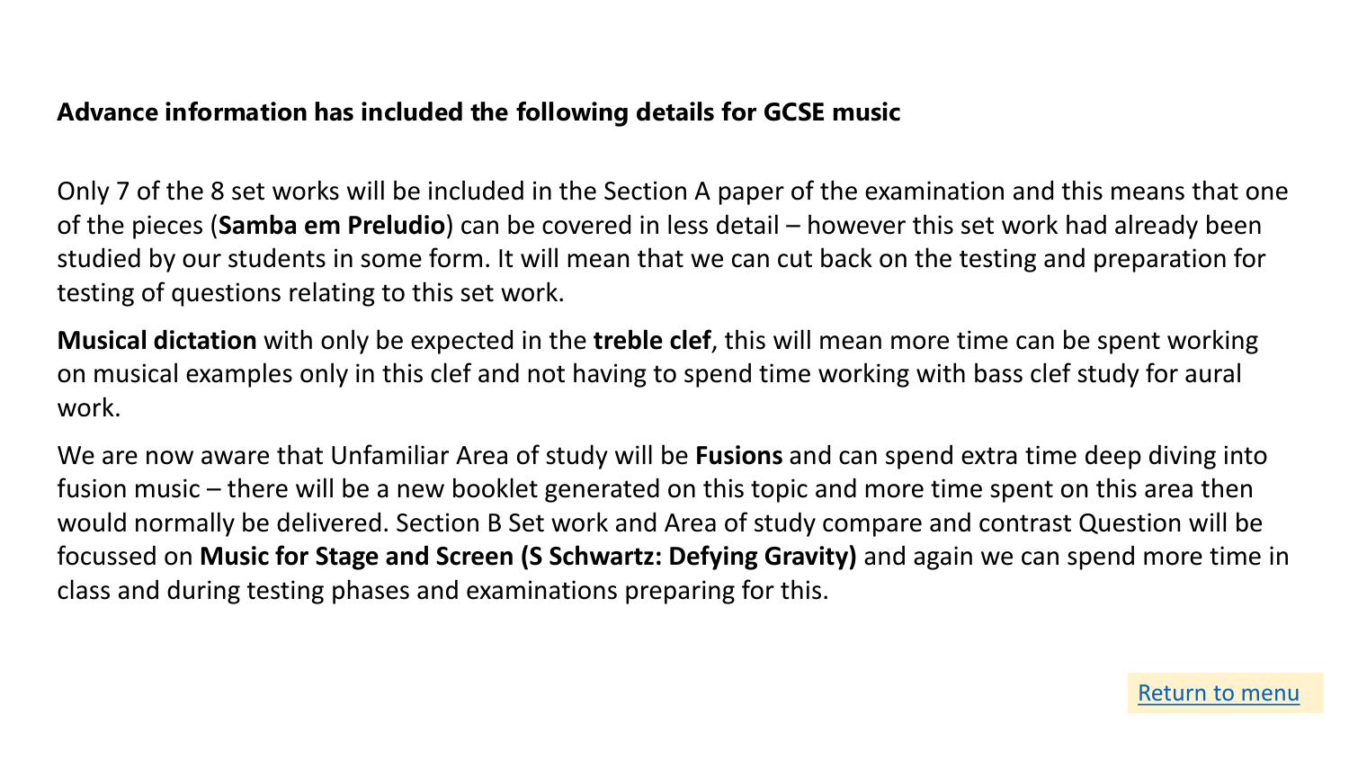**Advance information has included the following details for GCSE music**

Only 7 of the 8 set works will be included in the Section A paper of the examination and this means that one of the pieces (**Samba em Preludio**) can be covered in less detail – however this set work had already been studied by our students in some form. It will mean that we can cut back on the testing and preparation for testing of questions relating to this set work.

**Musical dictation** with only be expected in the **treble clef**, this will mean more time can be spent working on musical examples only in this clef and not having to spend time working with bass clef study for aural work.

We are now aware that Unfamiliar Area of study will be **Fusions** and can spend extra time deep diving into fusion music – there will be a new booklet generated on this topic and more time spent on this area then would normally be delivered. Section B Set work and Area of study compare and contrast Question will be focussed on **Music for Stage and Screen (S Schwartz: Defying Gravity)** and again we can spend more time in class and during testing phases and examinations preparing for this.

Return to menu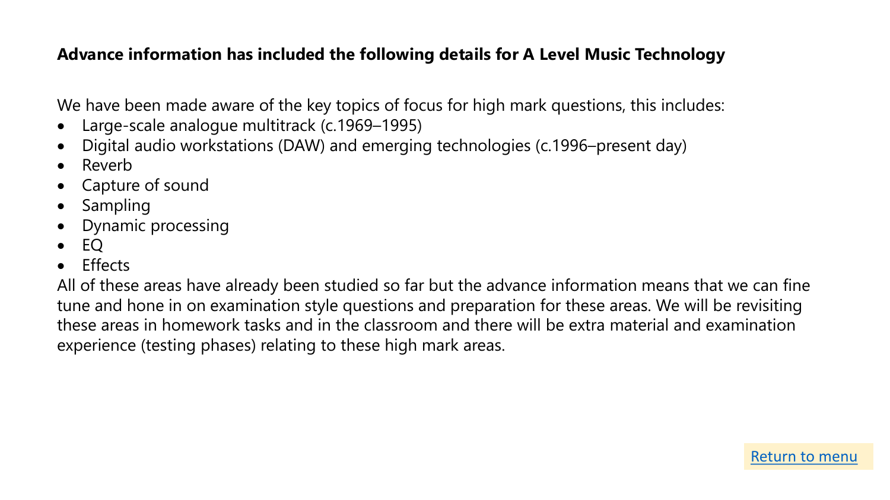**Advance information has included the following details for A Level Music Technology**

We have been made aware of the key topics of focus for high mark questions, this includes:

- Large-scale analogue multitrack (c.1969–1995)
- Digital audio workstations (DAW) and emerging technologies (c.1996–present day)
- Reverb
- Capture of sound
- Sampling
- Dynamic processing
- EQ
- Effects

All of these areas have already been studied so far but the advance information means that we can fine tune and hone in on examination style questions and preparation for these areas. We will be revisiting these areas in homework tasks and in the classroom and there will be extra material and examination experience (testing phases) relating to these high mark areas.

Return to menu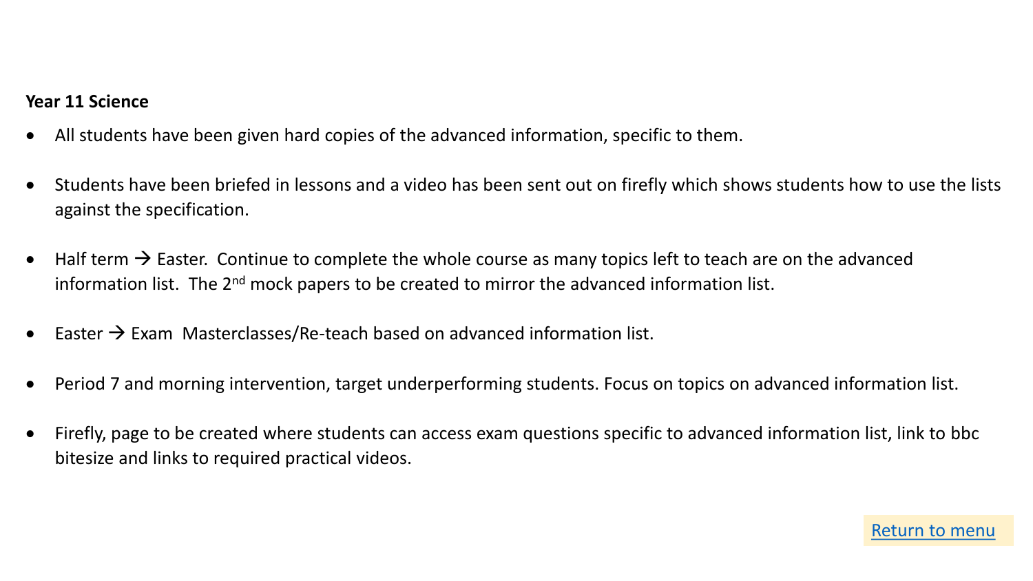**Year 11 Science**

- All students have been given hard copies of the advanced information, specific to them.
- Students have been briefed in lessons and a video has been sent out on firefly which shows students how to use the lists against the specification.
- Half term → Easter. Continue to complete the whole course as many topics left to teach are on the advanced information list. The 2nd mock papers to be created to mirror the advanced information list.
- Easter → Exam Masterclasses/Re-teach based on advanced information list.
- Period 7 and morning intervention, target underperforming students. Focus on topics on advanced information list.
- Firefly, page to be created where students can access exam questions specific to advanced information list, link to bbc bitesize and links to required practical videos.

Return to menu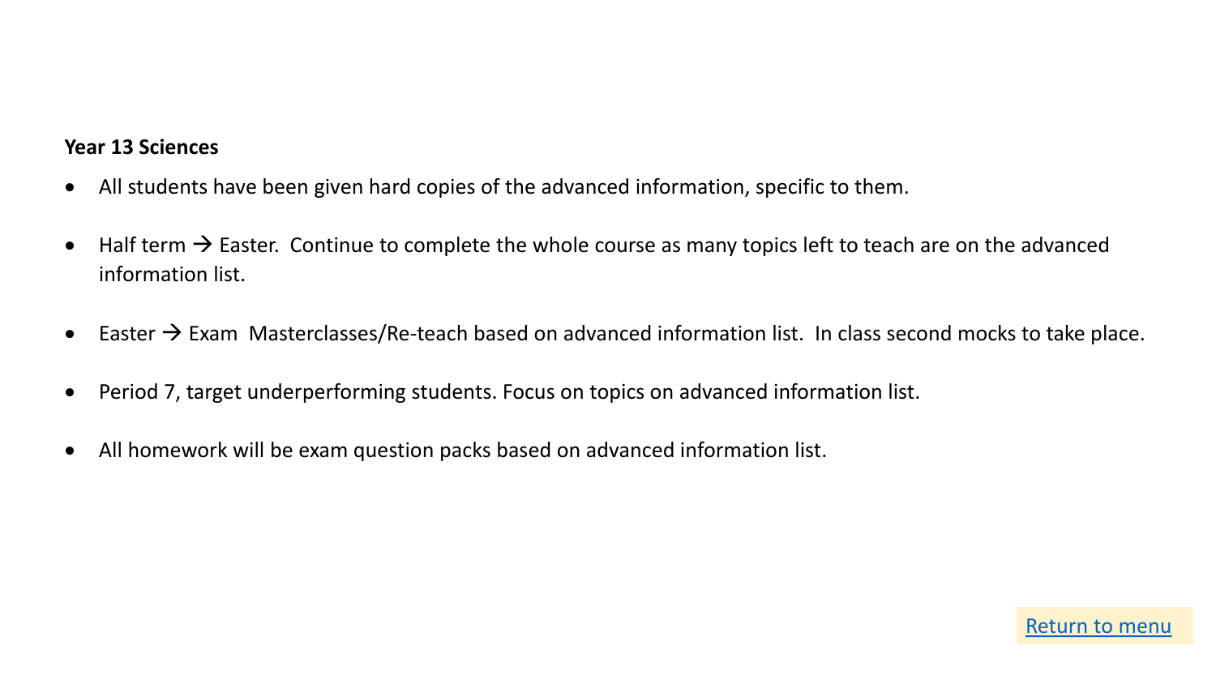**Year 13 Sciences**

- All students have been given hard copies of the advanced information, specific to them.
- Half term → Easter. Continue to complete the whole course as many topics left to teach are on the advanced information list.
- Easter → Exam Masterclasses/Re-teach based on advanced information list. In class second mocks to take place.
- Period 7, target underperforming students. Focus on topics on advanced information list.
- All homework will be exam question packs based on advanced information list.

Return to menu